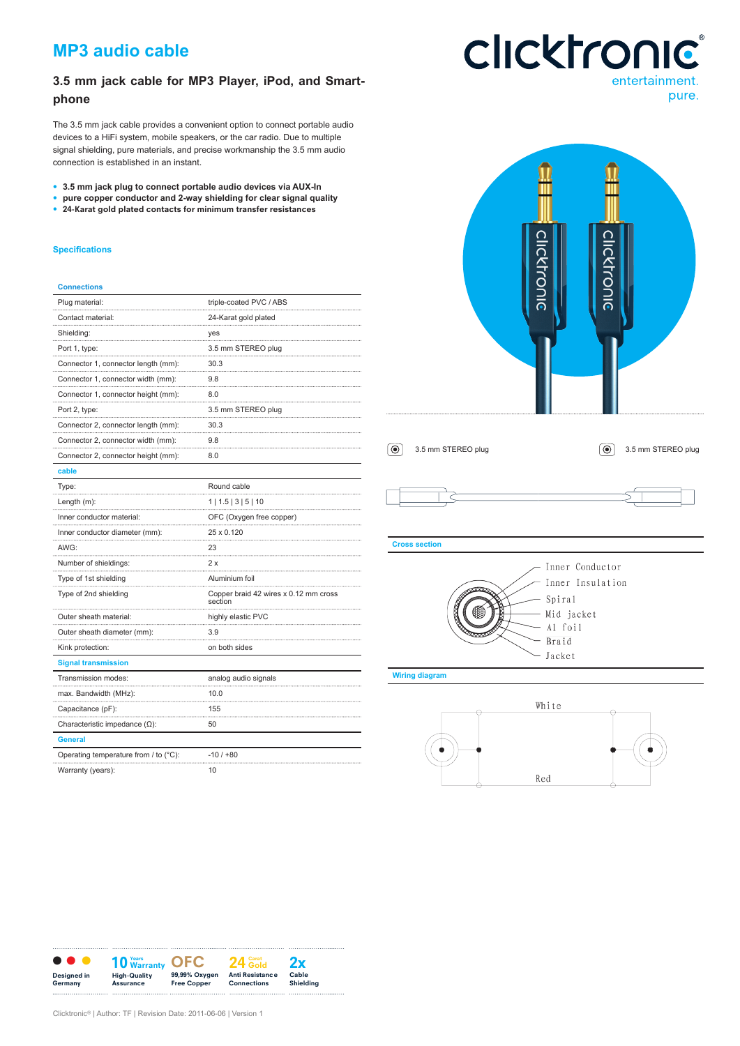# MP3 audio cable

## 3.5 mm jack cable for MP3 Player, iPod, and Smartphone

The 3.5 mm jack cable provides a convenient option to connect portable audio devices to a HiFi system, mobile speakers, or the car radio. Due to multiple signal shielding, pure materials, and precise workmanship the 3.5 mm audio connection is established in an instant.

- **3.5 mm jack plug to connect portable audio devices via AUX-In**
- **pure copper conductor and 2-way shielding for clear signal quality**
- **24-Karat gold plated contacts for minimum transfer resistances**

### Specifications

| **Connections** | |
|---|---|
| Plug material: | triple-coated PVC / ABS |
| Contact material: | 24-Karat gold plated |
| Shielding: | yes |
| Port 1, type: | 3.5 mm STEREO plug |
| Connector 1, connector length (mm): | 30.3 |
| Connector 1, connector width (mm): | 9.8 |
| Connector 1, connector height (mm): | 8.0 |
| Port 2, type: | 3.5 mm STEREO plug |
| Connector 2, connector length (mm): | 30.3 |
| Connector 2, connector width (mm): | 9.8 |
| Connector 2, connector height (mm): | 8.0 |
| **cable** | |
| Type: | Round cable |
| Length (m): | 1 \| 1.5 \| 3 \| 5 \| 10 |
| Inner conductor material: | OFC (Oxygen free copper) |
| Inner conductor diameter (mm): | 25 x 0.120 |
| AWG: | 23 |
| Number of shieldings: | 2 x |
| Type of 1st shielding | Aluminium foil |
| Type of 2nd shielding | Copper braid 42 wires x 0.12 mm cross section |
| Outer sheath material: | highly elastic PVC |
| Outer sheath diameter (mm): | 3.9 |
| Kink protection: | on both sides |
| **Signal transmission** | |
| Transmission modes: | analog audio signals |
| max. Bandwidth (MHz): | 10.0 |
| Capacitance (pF): | 155 |
| Characteristic impedance (Ω): | 50 |
| **General** | |
| Operating temperature from / to (°C): | -10 / +80 |
| Warranty (years): | 10 |

3.5 mm STEREO plug — 3.5 mm STEREO plug

### Cross section

Inner Conductor, Inner Insulation, Spiral, Mid jacket, Al foil, Braid, Jacket

### Wiring diagram

White

Red

Designed in Germany | 10 Years Warranty High-Quality Assurance | OFC 99,99% Oxygen Free Copper | 24 Carat Gold Anti Resistance Connections | 2x Cable Shielding

Clicktronic® | Author: TF | Revision Date: 2011-06-06 | Version 1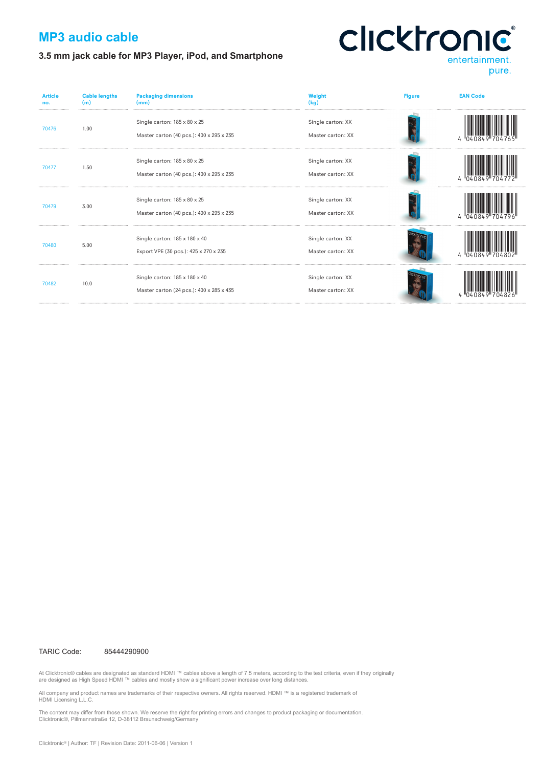# MP3 audio cable

### 3.5 mm jack cable for MP3 Player, iPod, and Smartphone

clicktronic® entertainment. pure.

| Article no. | Cable lengths (m) | Packaging dimensions (mm) | Weight (kg) | Figure | EAN Code |
|---|---|---|---|---|---|
| 70476 | 1.00 | Single carton: 185 x 80 x 25<br>Master carton (40 pcs.): 400 x 295 x 235 | Single carton: XX<br>Master carton: XX | | 4 040849 704765 |
| 70477 | 1.50 | Single carton: 185 x 80 x 25<br>Master carton (40 pcs.): 400 x 295 x 235 | Single carton: XX<br>Master carton: XX | | 4 040849 704772 |
| 70479 | 3.00 | Single carton: 185 x 80 x 25<br>Master carton (40 pcs.): 400 x 295 x 235 | Single carton: XX<br>Master carton: XX | | 4 040849 704796 |
| 70480 | 5.00 | Single carton: 185 x 180 x 40<br>Export VPE (30 pcs.): 425 x 270 x 235 | Single carton: XX<br>Master carton: XX | | 4 040849 704802 |
| 70482 | 10.0 | Single carton: 185 x 180 x 40<br>Master carton (24 pcs.): 400 x 285 x 435 | Single carton: XX<br>Master carton: XX | | 4 040849 704826 |

TARIC Code: 85444290900

At Clicktronic® cables are designated as standard HDMI ™ cables above a length of 7.5 meters, according to the test criteria, even if they originally are designed as High Speed HDMI ™ cables and mostly show a significant power increase over long distances.

All company and product names are trademarks of their respective owners. All rights reserved. HDMI ™ is a registered trademark of HDMI Licensing L.L.C.

The content may differ from those shown. We reserve the right for printing errors and changes to product packaging or documentation.
Clicktronic®, Pillmannstraße 12, D-38112 Braunschweig/Germany

Clicktronic® | Author: TF | Revision Date: 2011-06-06 | Version 1